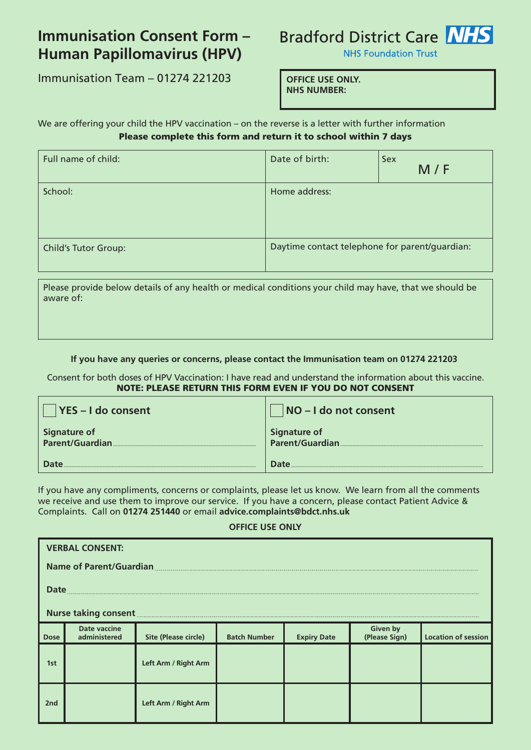# Immunisation Consent Form – Human Papillomavirus (HPV)

Bradford District Care NHS Foundation Trust

Immunisation Team – 01274 221203

**OFFICE USE ONLY.**
**NHS NUMBER:**

We are offering your child the HPV vaccination – on the reverse is a letter with further information

**Please complete this form and return it to school within 7 days**

| Full name of child: | Date of birth: | Sex M / F |
|---|---|---|
| School: | Home address: | |
| Child's Tutor Group: | Daytime contact telephone for parent/guardian: | |

Please provide below details of any health or medical conditions your child may have, that we should be aware of:

**If you have any queries or concerns, please contact the Immunisation team on 01274 221203**

Consent for both doses of HPV Vaccination: I have read and understand the information about this vaccine.

**NOTE: PLEASE RETURN THIS FORM EVEN IF YOU DO NOT CONSENT**

| ☐ **YES – I do consent** | ☐ **NO – I do not consent** |
|---|---|
| **Signature of Parent/Guardian** ........ | **Signature of Parent/Guardian** ........ |
| **Date** ........ | **Date** ........ |

If you have any compliments, concerns or complaints, please let us know. We learn from all the comments we receive and use them to improve our service. If you have a concern, please contact Patient Advice & Complaints. Call on **01274 251440** or email **advice.complaints@bdct.nhs.uk**

**OFFICE USE ONLY**

**VERBAL CONSENT:**

**Name of Parent/Guardian** ........

**Date** ........

**Nurse taking consent** ........

| Dose | Date vaccine administered | Site (Please circle) | Batch Number | Expiry Date | Given by (Please Sign) | Location of session |
|---|---|---|---|---|---|---|
| 1st | | Left Arm / Right Arm | | | | |
| 2nd | | Left Arm / Right Arm | | | | |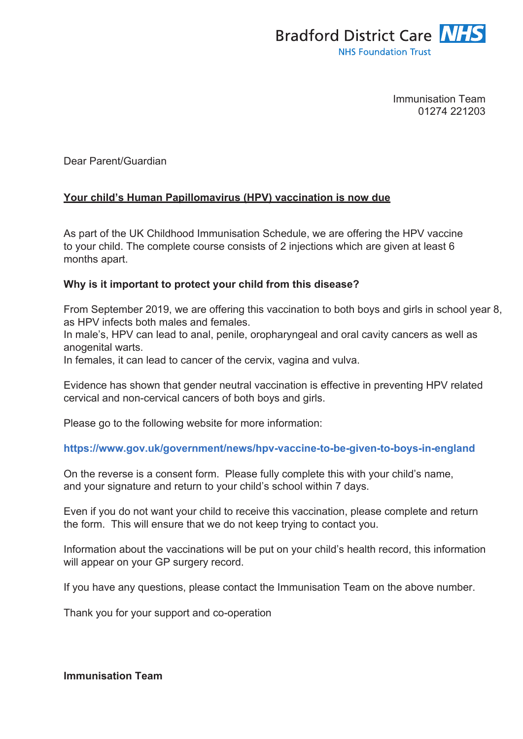Bradford District Care NHS

NHS Foundation Trust

Immunisation Team
01274 221203

Dear Parent/Guardian

**Your child's Human Papillomavirus (HPV) vaccination is now due**

As part of the UK Childhood Immunisation Schedule, we are offering the HPV vaccine to your child. The complete course consists of 2 injections which are given at least 6 months apart.

**Why is it important to protect your child from this disease?**

From September 2019, we are offering this vaccination to both boys and girls in school year 8, as HPV infects both males and females.
In male's, HPV can lead to anal, penile, oropharyngeal and oral cavity cancers as well as anogenital warts.
In females, it can lead to cancer of the cervix, vagina and vulva.

Evidence has shown that gender neutral vaccination is effective in preventing HPV related cervical and non-cervical cancers of both boys and girls.

Please go to the following website for more information:

**https://www.gov.uk/government/news/hpv-vaccine-to-be-given-to-boys-in-england**

On the reverse is a consent form. Please fully complete this with your child's name, and your signature and return to your child's school within 7 days.

Even if you do not want your child to receive this vaccination, please complete and return the form. This will ensure that we do not keep trying to contact you.

Information about the vaccinations will be put on your child's health record, this information will appear on your GP surgery record.

If you have any questions, please contact the Immunisation Team on the above number.

Thank you for your support and co-operation

**Immunisation Team**